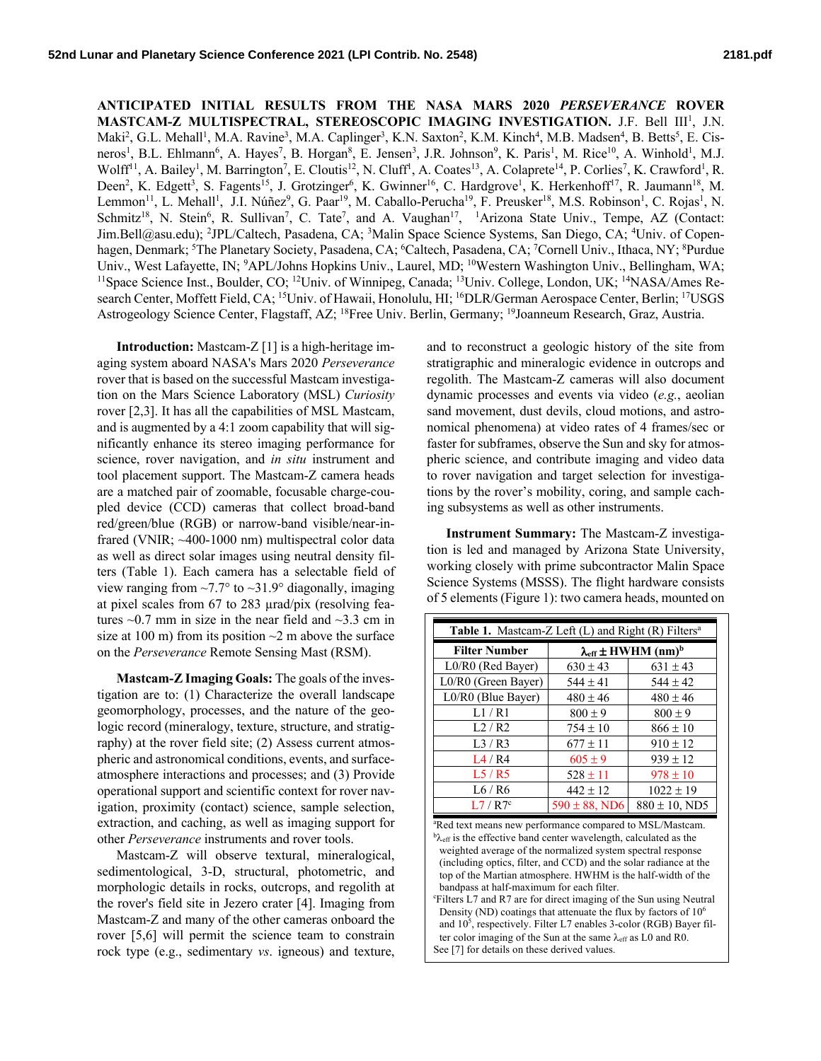# ANTICIPATED INITIAL RESULTS FROM THE NASA MARS 2020 *PERSEVERANCE* ROVER MASTCAM-Z MULTISPECTRAL, STEREOSCOPIC IMAGING INVESTIGATION.

J.F. Bell III[1], J.N. Maki[2], G.L. Mehall[1], M.A. Ravine[3], M.A. Caplinger[3], K.N. Saxton[2], K.M. Kinch[4], M.B. Madsen[4], B. Betts[5], E. Cisneros[1], B.L. Ehlmann[6], A. Hayes[7], B. Horgan[8], E. Jensen[3], J.R. Johnson[9], K. Paris[1], M. Rice[10], A. Winhold[1], M.J. Wolff[11], A. Bailey[1], M. Barrington[7], E. Cloutis[12], N. Cluff[1], A. Coates[13], A. Colaprete[14], P. Corlies[7], K. Crawford[1], R. Deen[2], K. Edgett[3], S. Fagents[15], J. Grotzinger[6], K. Gwinner[16], C. Hardgrove[1], K. Herkenhoff[17], R. Jaumann[18], M. Lemmon[11], L. Mehall[1], J.I. Núñez[9], G. Paar[19], M. Caballo-Perucha[19], F. Preusker[18], M.S. Robinson[1], C. Rojas[1], N. Schmitz[18], N. Stein[6], R. Sullivan[7], C. Tate[7], and A. Vaughan[17], [1]Arizona State Univ., Tempe, AZ (Contact: Jim.Bell@asu.edu); [2]JPL/Caltech, Pasadena, CA; [3]Malin Space Science Systems, San Diego, CA; [4]Univ. of Copenhagen, Denmark; [5]The Planetary Society, Pasadena, CA; [6]Caltech, Pasadena, CA; [7]Cornell Univ., Ithaca, NY; [8]Purdue Univ., West Lafayette, IN; [9]APL/Johns Hopkins Univ., Laurel, MD; [10]Western Washington Univ., Bellingham, WA; [11]Space Science Inst., Boulder, CO; [12]Univ. of Winnipeg, Canada; [13]Univ. College, London, UK; [14]NASA/Ames Research Center, Moffett Field, CA; [15]Univ. of Hawaii, Honolulu, HI; [16]DLR/German Aerospace Center, Berlin; [17]USGS Astrogeology Science Center, Flagstaff, AZ; [18]Free Univ. Berlin, Germany; [19]Joanneum Research, Graz, Austria.

**Introduction:** Mastcam-Z [1] is a high-heritage imaging system aboard NASA's Mars 2020 *Perseverance* rover that is based on the successful Mastcam investigation on the Mars Science Laboratory (MSL) *Curiosity* rover [2,3]. It has all the capabilities of MSL Mastcam, and is augmented by a 4:1 zoom capability that will significantly enhance its stereo imaging performance for science, rover navigation, and *in situ* instrument and tool placement support. The Mastcam-Z camera heads are a matched pair of zoomable, focusable charge-coupled device (CCD) cameras that collect broad-band red/green/blue (RGB) or narrow-band visible/near-infrared (VNIR; ~400-1000 nm) multispectral color data as well as direct solar images using neutral density filters (Table 1). Each camera has a selectable field of view ranging from ~7.7° to ~31.9° diagonally, imaging at pixel scales from 67 to 283 µrad/pix (resolving features ~0.7 mm in size in the near field and ~3.3 cm in size at 100 m) from its position ~2 m above the surface on the *Perseverance* Remote Sensing Mast (RSM).

**Mastcam-Z Imaging Goals:** The goals of the investigation are to: (1) Characterize the overall landscape geomorphology, processes, and the nature of the geologic record (mineralogy, texture, structure, and stratigraphy) at the rover field site; (2) Assess current atmospheric and astronomical conditions, events, and surface-atmosphere interactions and processes; and (3) Provide operational support and scientific context for rover navigation, proximity (contact) science, sample selection, extraction, and caching, as well as imaging support for other *Perseverance* instruments and rover tools.

Mastcam-Z will observe textural, mineralogical, sedimentological, 3-D, structural, photometric, and morphologic details in rocks, outcrops, and regolith at the rover's field site in Jezero crater [4]. Imaging from Mastcam-Z and many of the other cameras onboard the rover [5,6] will permit the science team to constrain rock type (e.g., sedimentary *vs*. igneous) and texture, and to reconstruct a geologic history of the site from stratigraphic and mineralogic evidence in outcrops and regolith. The Mastcam-Z cameras will also document dynamic processes and events via video (*e.g.*, aeolian sand movement, dust devils, cloud motions, and astronomical phenomena) at video rates of 4 frames/sec or faster for subframes, observe the Sun and sky for atmospheric science, and contribute imaging and video data to rover navigation and target selection for investigations by the rover's mobility, coring, and sample caching subsystems as well as other instruments.

**Instrument Summary:** The Mastcam-Z investigation is led and managed by Arizona State University, working closely with prime subcontractor Malin Space Science Systems (MSSS). The flight hardware consists of 5 elements (Figure 1): two camera heads, mounted on

**Table 1.** Mastcam-Z Left (L) and Right (R) Filters[a]

| Filter Number | $\lambda_{eff}$ ± HWHM (nm)[b] | |
|---|---|---|
| L0/R0 (Red Bayer) | 630 ± 43 | 631 ± 43 |
| L0/R0 (Green Bayer) | 544 ± 41 | 544 ± 42 |
| L0/R0 (Blue Bayer) | 480 ± 46 | 480 ± 46 |
| L1 / R1 | 800 ± 9 | 800 ± 9 |
| L2 / R2 | 754 ± 10 | 866 ± 10 |
| L3 / R3 | 677 ± 11 | 910 ± 12 |
| L4 / R4 | 605 ± 9 | 939 ± 12 |
| L5 / R5 | 528 ± 11 | 978 ± 10 |
| L6 / R6 | 442 ± 12 | 1022 ± 19 |
| L7 / R7[c] | 590 ± 88, ND6 | 880 ± 10, ND5 |

[a]Red text means new performance compared to MSL/Mastcam.
[b]$\lambda_{eff}$ is the effective band center wavelength, calculated as the weighted average of the normalized system spectral response (including optics, filter, and CCD) and the solar radiance at the top of the Martian atmosphere. HWHM is the half-width of the bandpass at half-maximum for each filter.
[c]Filters L7 and R7 are for direct imaging of the Sun using Neutral Density (ND) coatings that attenuate the flux by factors of $10^6$ and $10^5$, respectively. Filter L7 enables 3-color (RGB) Bayer filter color imaging of the Sun at the same $\lambda_{eff}$ as L0 and R0.
See [7] for details on these derived values.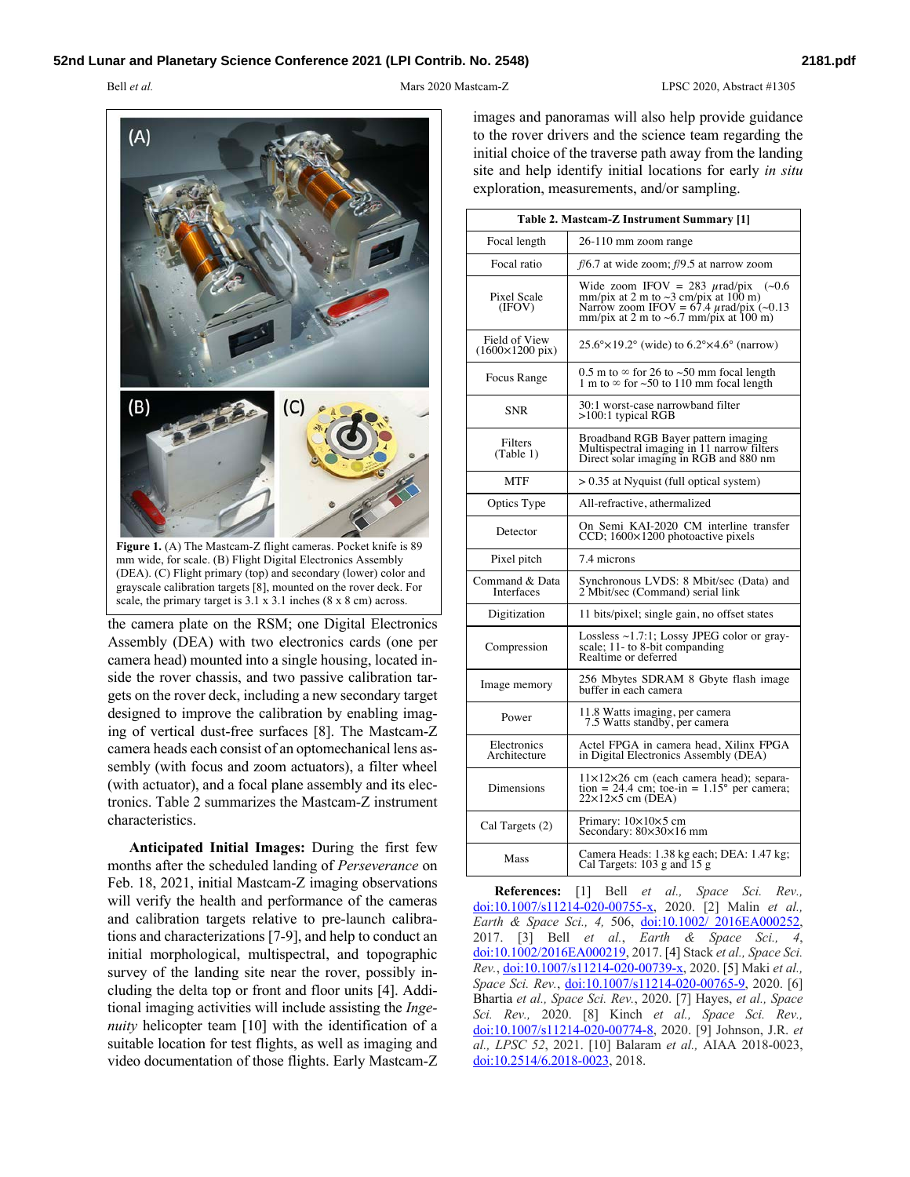Figure 1. (A) The Mastcam-Z flight cameras. Pocket knife is 89 mm wide, for scale. (B) Flight Digital Electronics Assembly (DEA). (C) Flight primary (top) and secondary (lower) color and grayscale calibration targets [8], mounted on the rover deck. For scale, the primary target is 3.1 x 3.1 inches (8 x 8 cm) across.

the camera plate on the RSM; one Digital Electronics Assembly (DEA) with two electronics cards (one per camera head) mounted into a single housing, located inside the rover chassis, and two passive calibration targets on the rover deck, including a new secondary target designed to improve the calibration by enabling imaging of vertical dust-free surfaces [8]. The Mastcam-Z camera heads each consist of an optomechanical lens assembly (with focus and zoom actuators), a filter wheel (with actuator), and a focal plane assembly and its electronics. Table 2 summarizes the Mastcam-Z instrument characteristics.

**Anticipated Initial Images:** During the first few months after the scheduled landing of *Perseverance* on Feb. 18, 2021, initial Mastcam-Z imaging observations will verify the health and performance of the cameras and calibration targets relative to pre-launch calibrations and characterizations [7-9], and help to conduct an initial morphological, multispectral, and topographic survey of the landing site near the rover, possibly including the delta top or front and floor units [4]. Additional imaging activities will include assisting the *Ingenuity* helicopter team [10] with the identification of a suitable location for test flights, as well as imaging and video documentation of those flights. Early Mastcam-Z images and panoramas will also help provide guidance to the rover drivers and the science team regarding the initial choice of the traverse path away from the landing site and help identify initial locations for early *in situ* exploration, measurements, and/or sampling.

**Table 2. Mastcam-Z Instrument Summary [1]**

| | |
|---|---|
| Focal length | 26-110 mm zoom range |
| Focal ratio | *f*/6.7 at wide zoom; *f*/9.5 at narrow zoom |
| Pixel Scale (IFOV) | Wide zoom IFOV = 283 $\mu$rad/pix (~0.6 mm/pix at 2 m to ~3 cm/pix at 100 m) Narrow zoom IFOV = 67.4 $\mu$rad/pix (~0.13 mm/pix at 2 m to ~6.7 mm/pix at 100 m) |
| Field of View (1600×1200 pix) | 25.6°×19.2° (wide) to 6.2°×4.6° (narrow) |
| Focus Range | 0.5 m to ∞ for 26 to ~50 mm focal length 1 m to ∞ for ~50 to 110 mm focal length |
| SNR | 30:1 worst-case narrowband filter >100:1 typical RGB |
| Filters (Table 1) | Broadband RGB Bayer pattern imaging Multispectral imaging in 11 narrow filters Direct solar imaging in RGB and 880 nm |
| MTF | > 0.35 at Nyquist (full optical system) |
| Optics Type | All-refractive, athermalized |
| Detector | On Semi KAI-2020 CM interline transfer CCD; 1600×1200 photoactive pixels |
| Pixel pitch | 7.4 microns |
| Command & Data Interfaces | Synchronous LVDS: 8 Mbit/sec (Data) and 2 Mbit/sec (Command) serial link |
| Digitization | 11 bits/pixel; single gain, no offset states |
| Compression | Lossless ~1.7:1; Lossy JPEG color or grayscale; 11- to 8-bit companding Realtime or deferred |
| Image memory | 256 Mbytes SDRAM 8 Gbyte flash image buffer in each camera |
| Power | 11.8 Watts imaging, per camera 7.5 Watts standby, per camera |
| Electronics Architecture | Actel FPGA in camera head, Xilinx FPGA in Digital Electronics Assembly (DEA) |
| Dimensions | 11×12×26 cm (each camera head); separation = 24.4 cm; toe-in = 1.15° per camera; 22×12×5 cm (DEA) |
| Cal Targets (2) | Primary: 10×10×5 cm Secondary: 80×30×16 mm |
| Mass | Camera Heads: 1.38 kg each; DEA: 1.47 kg; Cal Targets: 103 g and 15 g |

**References:** [1] Bell *et al., Space Sci. Rev.,* doi:10.1007/s11214-020-00755-x, 2020. [2] Malin *et al., Earth & Space Sci., 4,* 506, doi:10.1002/ 2016EA000252, 2017. [3] Bell *et al., Earth & Space Sci., 4,* doi:10.1002/2016EA000219, 2017. [4] Stack *et al., Space Sci. Rev.,* doi:10.1007/s11214-020-00739-x, 2020. [5] Maki *et al., Space Sci. Rev.,* doi:10.1007/s11214-020-00765-9, 2020. [6] Bhartia *et al., Space Sci. Rev.,* 2020. [7] Hayes, *et al., Space Sci. Rev.,* 2020. [8] Kinch *et al., Space Sci. Rev.,* doi:10.1007/s11214-020-00774-8, 2020. [9] Johnson, J.R. *et al., LPSC 52*, 2021. [10] Balaram *et al.,* AIAA 2018-0023, doi:10.2514/6.2018-0023, 2018.